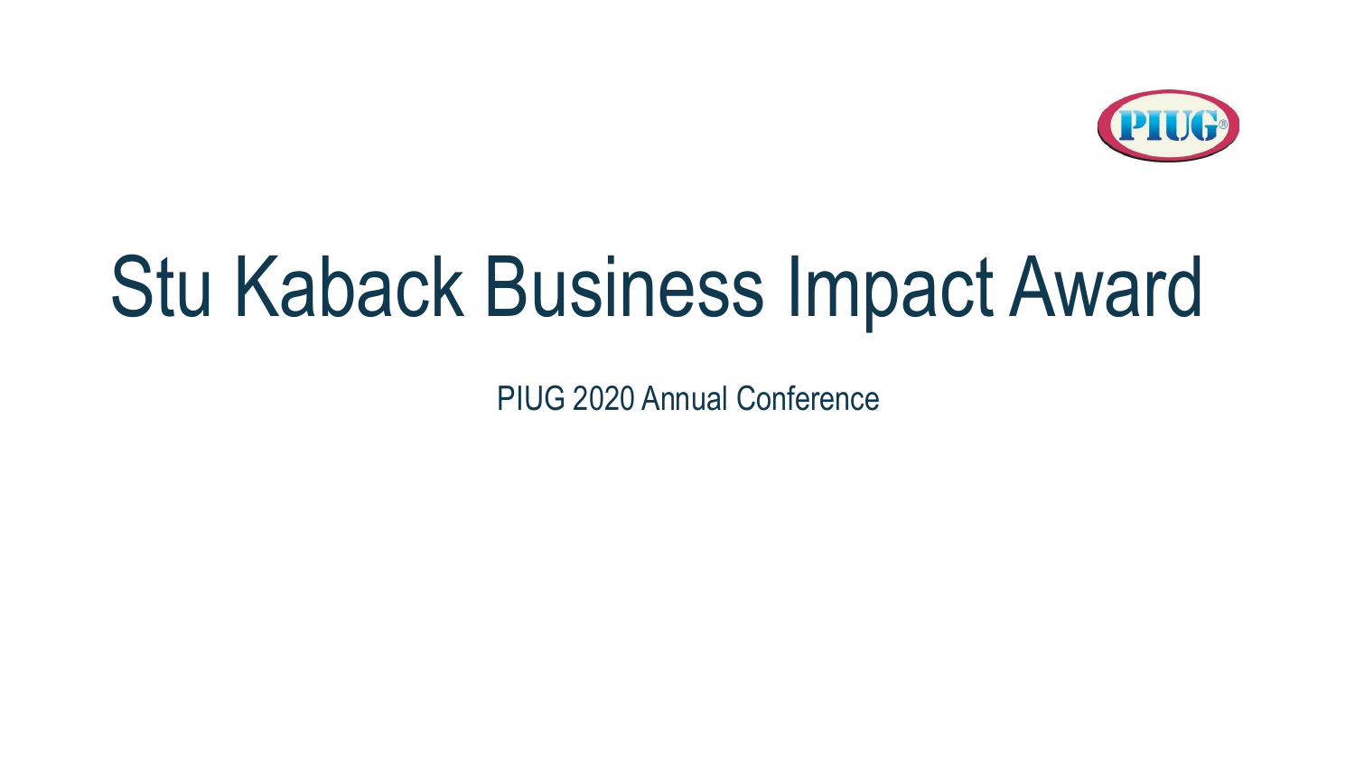# Stu Kaback Business Impact Award

PIUG 2020 Annual Conference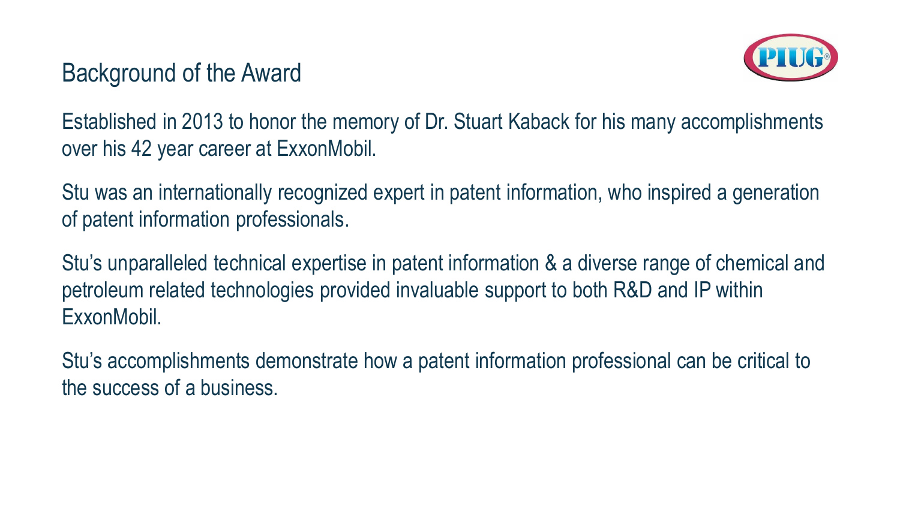# Background of the Award

Established in 2013 to honor the memory of Dr. Stuart Kaback for his many accomplishments over his 42 year career at ExxonMobil.

Stu was an internationally recognized expert in patent information, who inspired a generation of patent information professionals.

Stu's unparalleled technical expertise in patent information & a diverse range of chemical and petroleum related technologies provided invaluable support to both R&D and IP within ExxonMobil.

Stu's accomplishments demonstrate how a patent information professional can be critical to the success of a business.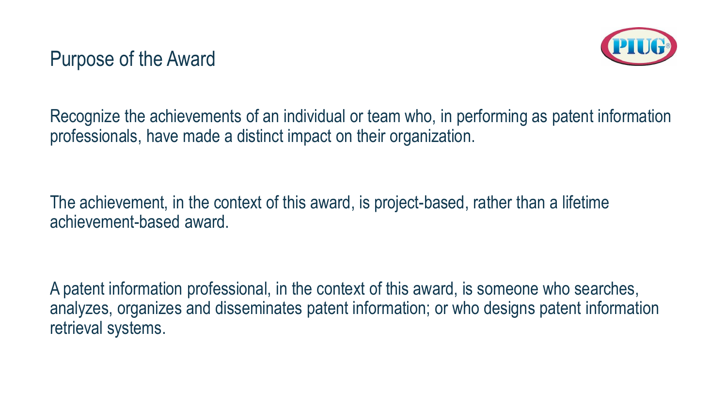# Purpose of the Award

Recognize the achievements of an individual or team who, in performing as patent information professionals, have made a distinct impact on their organization.

The achievement, in the context of this award, is project-based, rather than a lifetime achievement-based award.

A patent information professional, in the context of this award, is someone who searches, analyzes, organizes and disseminates patent information; or who designs patent information retrieval systems.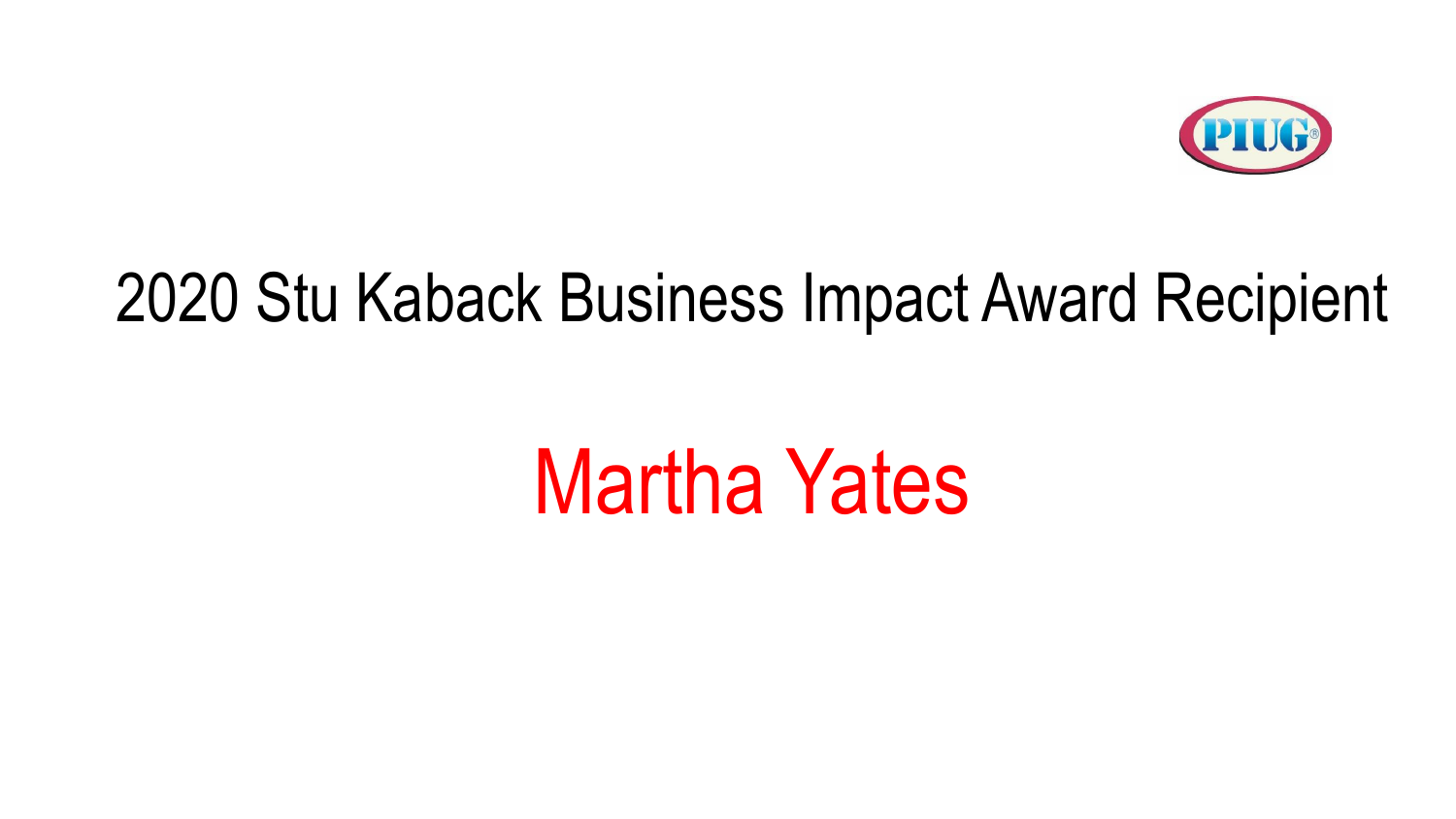PIUG®

# 2020 Stu Kaback Business Impact Award Recipient

## Martha Yates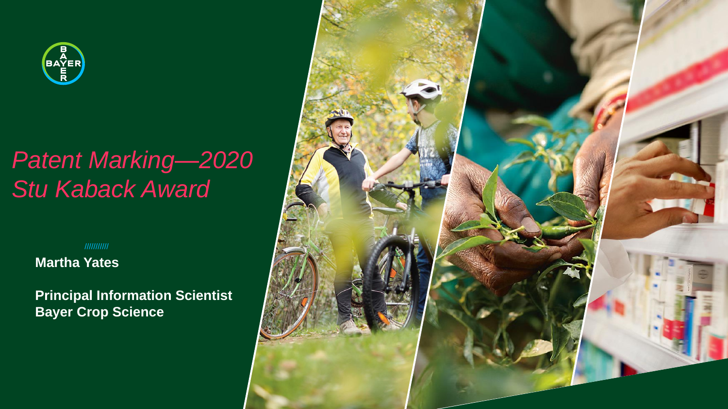# *Patent Marking—2020 Stu Kaback Award*

**Martha Yates**

**Principal Information Scientist**
**Bayer Crop Science**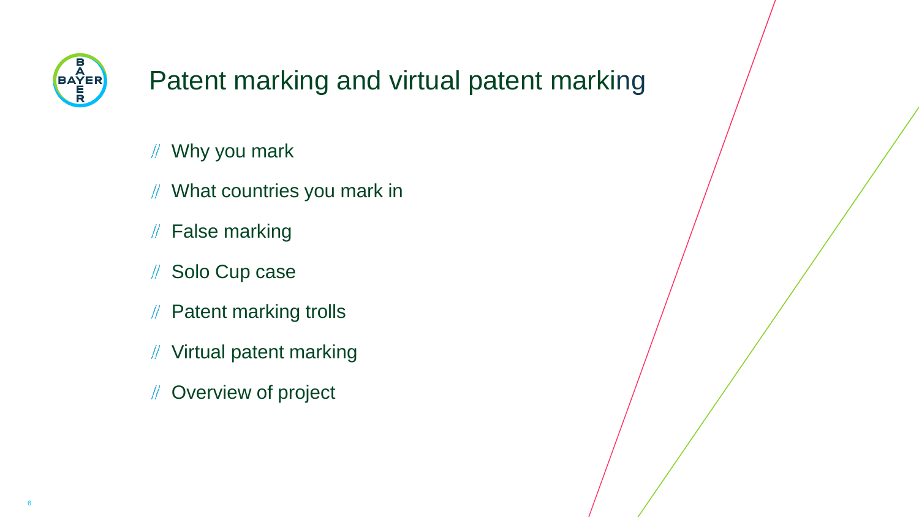# Patent marking and virtual patent marking

- Why you mark
- What countries you mark in
- False marking
- Solo Cup case
- Patent marking trolls
- Virtual patent marking
- Overview of project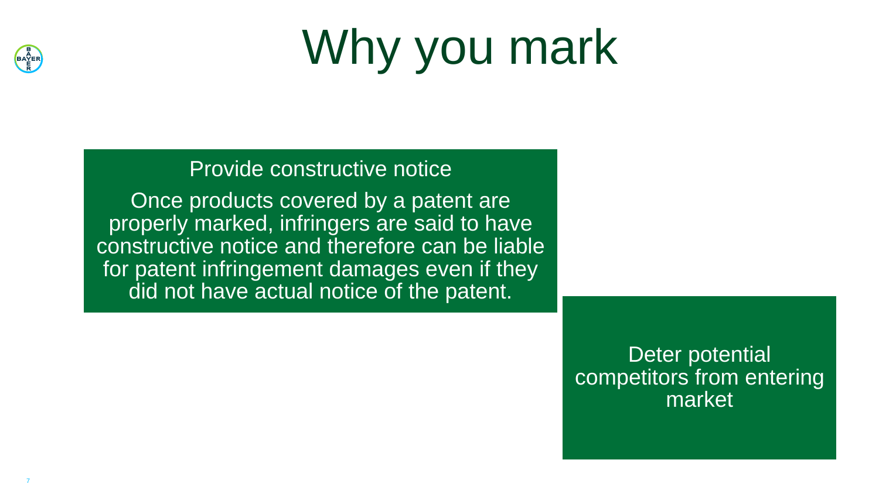# Why you mark

**Provide constructive notice**

Once products covered by a patent are properly marked, infringers are said to have constructive notice and therefore can be liable for patent infringement damages even if they did not have actual notice of the patent.

**Deter potential competitors from entering market**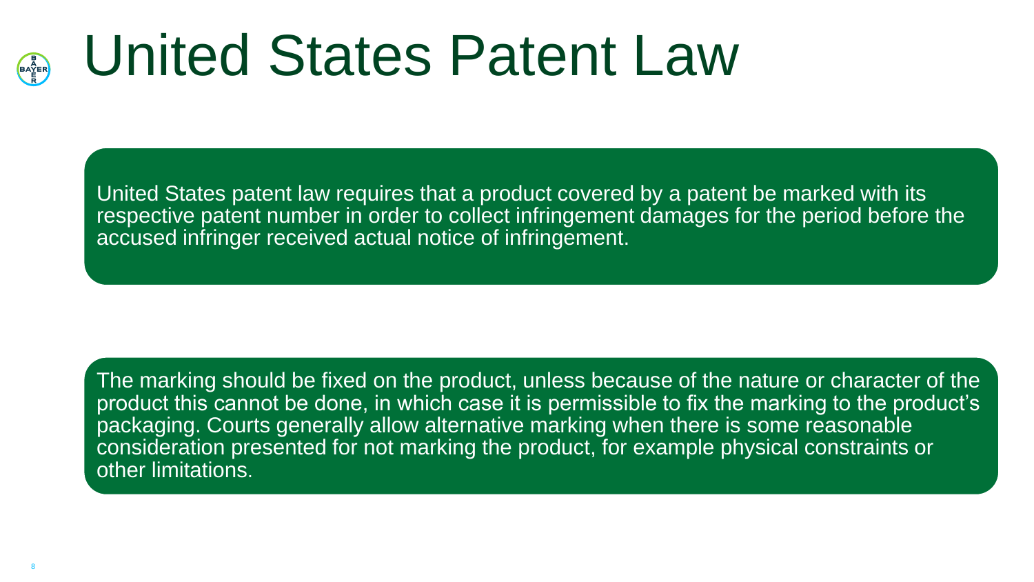# United States Patent Law

United States patent law requires that a product covered by a patent be marked with its respective patent number in order to collect infringement damages for the period before the accused infringer received actual notice of infringement.

The marking should be fixed on the product, unless because of the nature or character of the product this cannot be done, in which case it is permissible to fix the marking to the product's packaging. Courts generally allow alternative marking when there is some reasonable consideration presented for not marking the product, for example physical constraints or other limitations.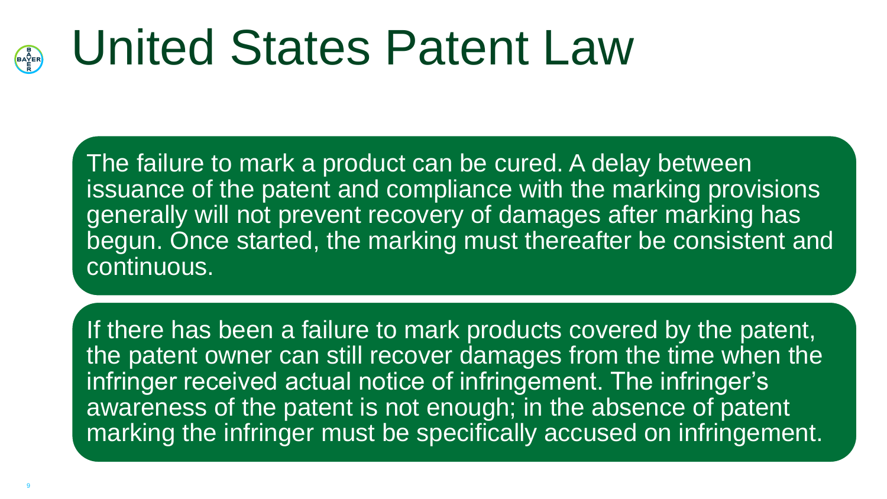# United States Patent Law

The failure to mark a product can be cured. A delay between issuance of the patent and compliance with the marking provisions generally will not prevent recovery of damages after marking has begun. Once started, the marking must thereafter be consistent and continuous.

If there has been a failure to mark products covered by the patent, the patent owner can still recover damages from the time when the infringer received actual notice of infringement. The infringer's awareness of the patent is not enough; in the absence of patent marking the infringer must be specifically accused on infringement.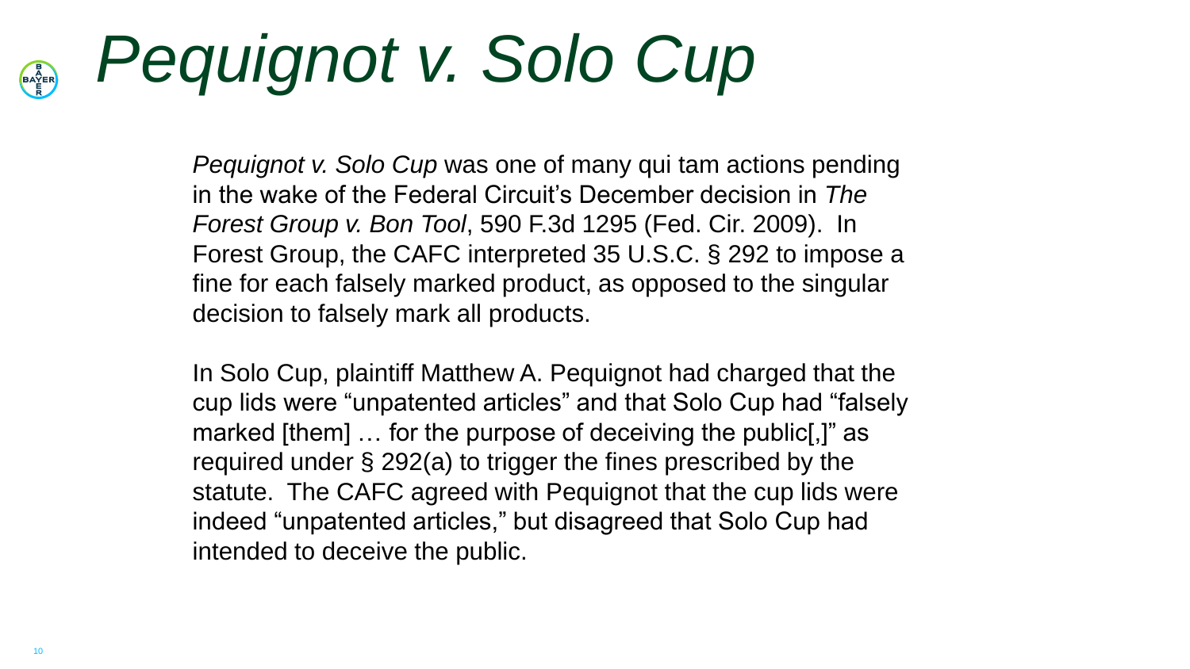# *Pequignot v. Solo Cup*

*Pequignot v. Solo Cup* was one of many qui tam actions pending in the wake of the Federal Circuit's December decision in *The Forest Group v. Bon Tool*, 590 F.3d 1295 (Fed. Cir. 2009). In Forest Group, the CAFC interpreted 35 U.S.C. § 292 to impose a fine for each falsely marked product, as opposed to the singular decision to falsely mark all products.

In Solo Cup, plaintiff Matthew A. Pequignot had charged that the cup lids were "unpatented articles" and that Solo Cup had "falsely marked [them] … for the purpose of deceiving the public[,]" as required under § 292(a) to trigger the fines prescribed by the statute. The CAFC agreed with Pequignot that the cup lids were indeed "unpatented articles," but disagreed that Solo Cup had intended to deceive the public.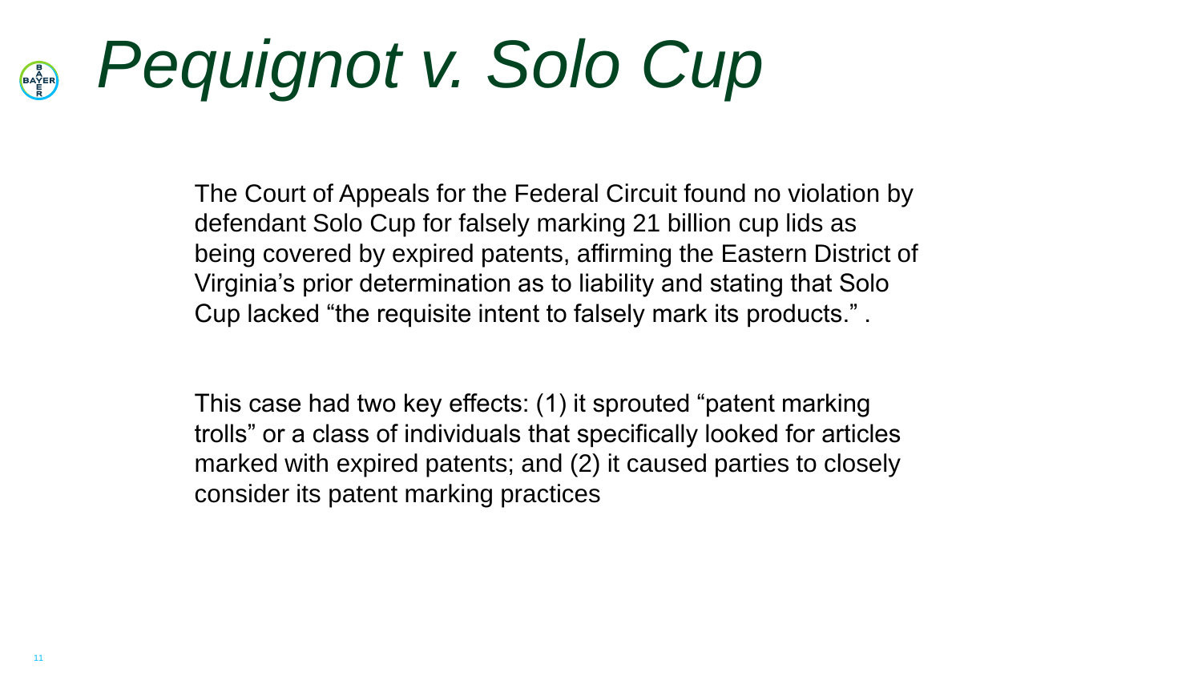# *Pequignot v. Solo Cup*

The Court of Appeals for the Federal Circuit found no violation by defendant Solo Cup for falsely marking 21 billion cup lids as being covered by expired patents, affirming the Eastern District of Virginia's prior determination as to liability and stating that Solo Cup lacked "the requisite intent to falsely mark its products." .

This case had two key effects: (1) it sprouted "patent marking trolls" or a class of individuals that specifically looked for articles marked with expired patents; and (2) it caused parties to closely consider its patent marking practices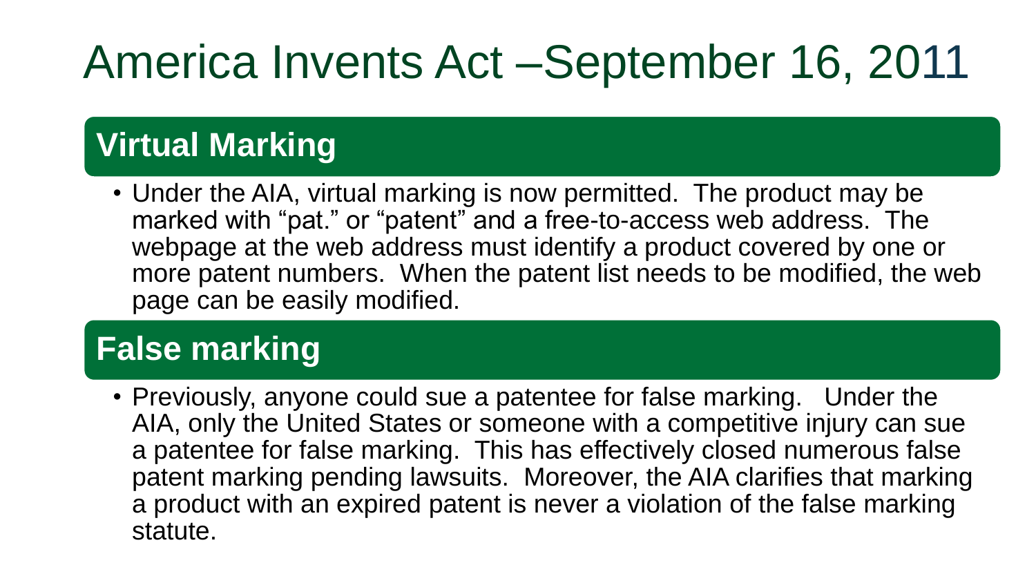# America Invents Act –September 16, 2011

## Virtual Marking

- Under the AIA, virtual marking is now permitted. The product may be marked with “pat.” or “patent” and a free-to-access web address. The webpage at the web address must identify a product covered by one or more patent numbers. When the patent list needs to be modified, the web page can be easily modified.

## False marking

- Previously, anyone could sue a patentee for false marking. Under the AIA, only the United States or someone with a competitive injury can sue a patentee for false marking. This has effectively closed numerous false patent marking pending lawsuits. Moreover, the AIA clarifies that marking a product with an expired patent is never a violation of the false marking statute.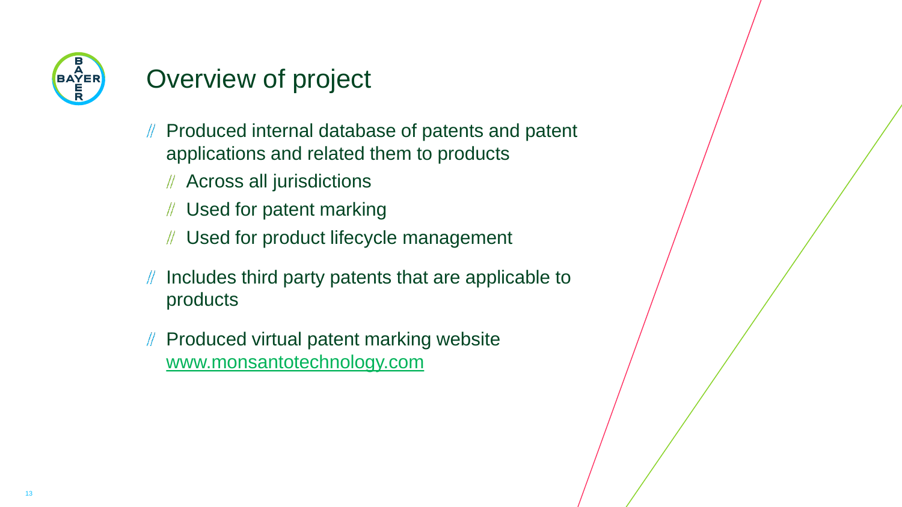# Overview of project

- Produced internal database of patents and patent applications and related them to products
  - Across all jurisdictions
  - Used for patent marking
  - Used for product lifecycle management
- Includes third party patents that are applicable to products
- Produced virtual patent marking website [www.monsantotechnology.com](http://www.monsantotechnology.com)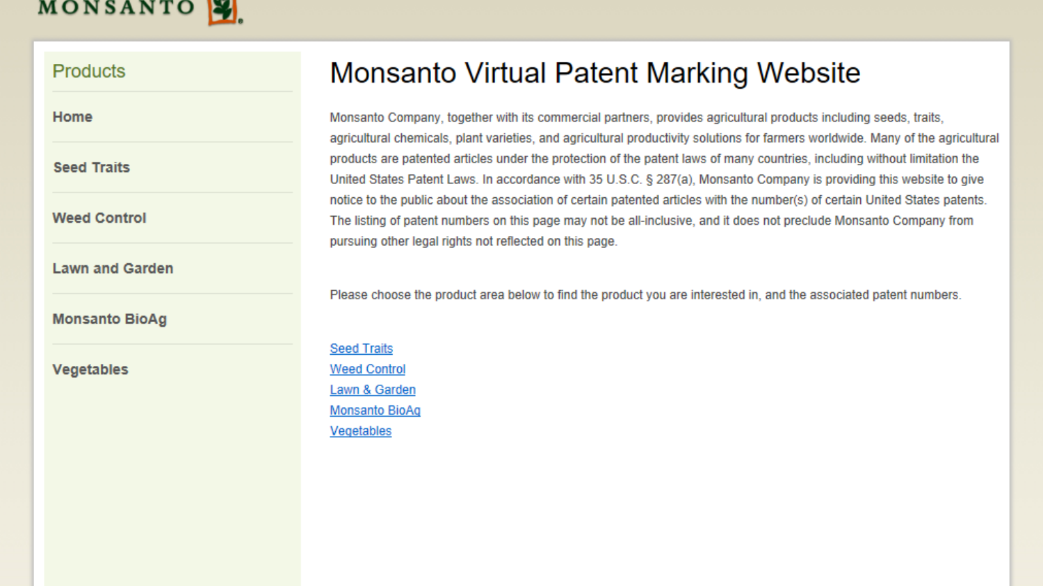MONSANTO

## Products

- Home
- Seed Traits
- Weed Control
- Lawn and Garden
- Monsanto BioAg
- Vegetables

# Monsanto Virtual Patent Marking Website

Monsanto Company, together with its commercial partners, provides agricultural products including seeds, traits, agricultural chemicals, plant varieties, and agricultural productivity solutions for farmers worldwide. Many of the agricultural products are patented articles under the protection of the patent laws of many countries, including without limitation the United States Patent Laws. In accordance with 35 U.S.C. § 287(a), Monsanto Company is providing this website to give notice to the public about the association of certain patented articles with the number(s) of certain United States patents. The listing of patent numbers on this page may not be all-inclusive, and it does not preclude Monsanto Company from pursuing other legal rights not reflected on this page.

Please choose the product area below to find the product you are interested in, and the associated patent numbers.

Seed Traits
Weed Control
Lawn & Garden
Monsanto BioAg
Vegetables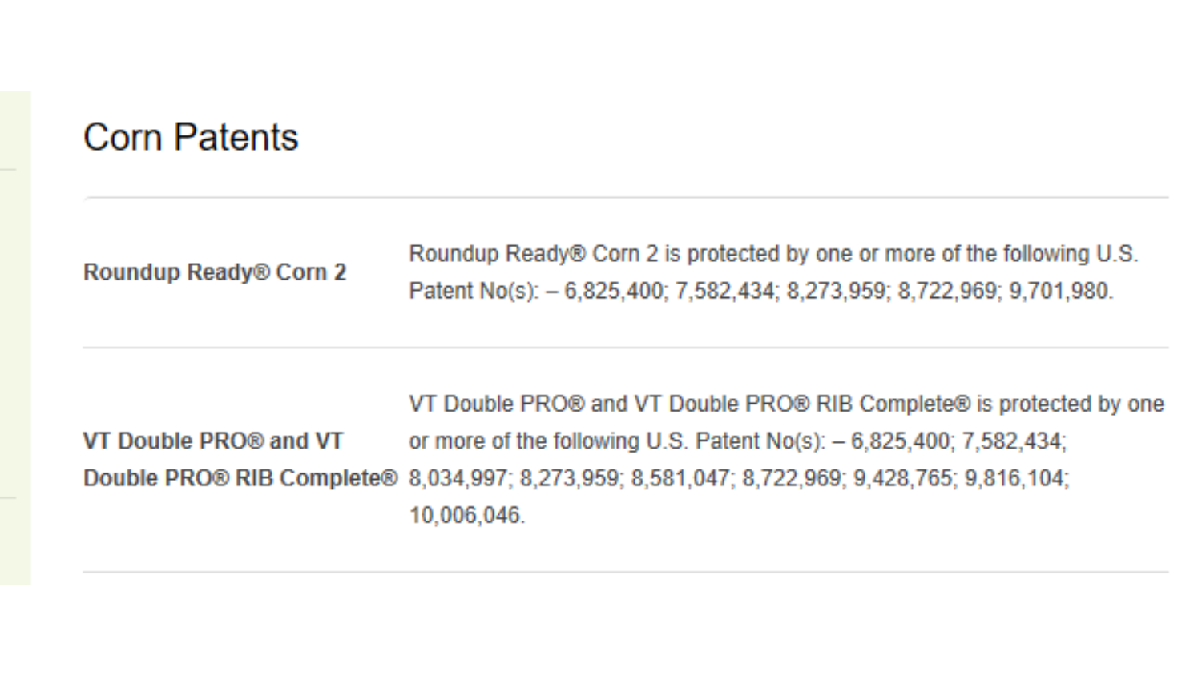## Corn Patents

| | |
|---|---|
| **Roundup Ready® Corn 2** | Roundup Ready® Corn 2 is protected by one or more of the following U.S. Patent No(s): – 6,825,400; 7,582,434; 8,273,959; 8,722,969; 9,701,980. |
| **VT Double PRO® and VT Double PRO® RIB Complete®** | VT Double PRO® and VT Double PRO® RIB Complete® is protected by one or more of the following U.S. Patent No(s): – 6,825,400; 7,582,434; 8,034,997; 8,273,959; 8,581,047; 8,722,969; 9,428,765; 9,816,104; 10,006,046. |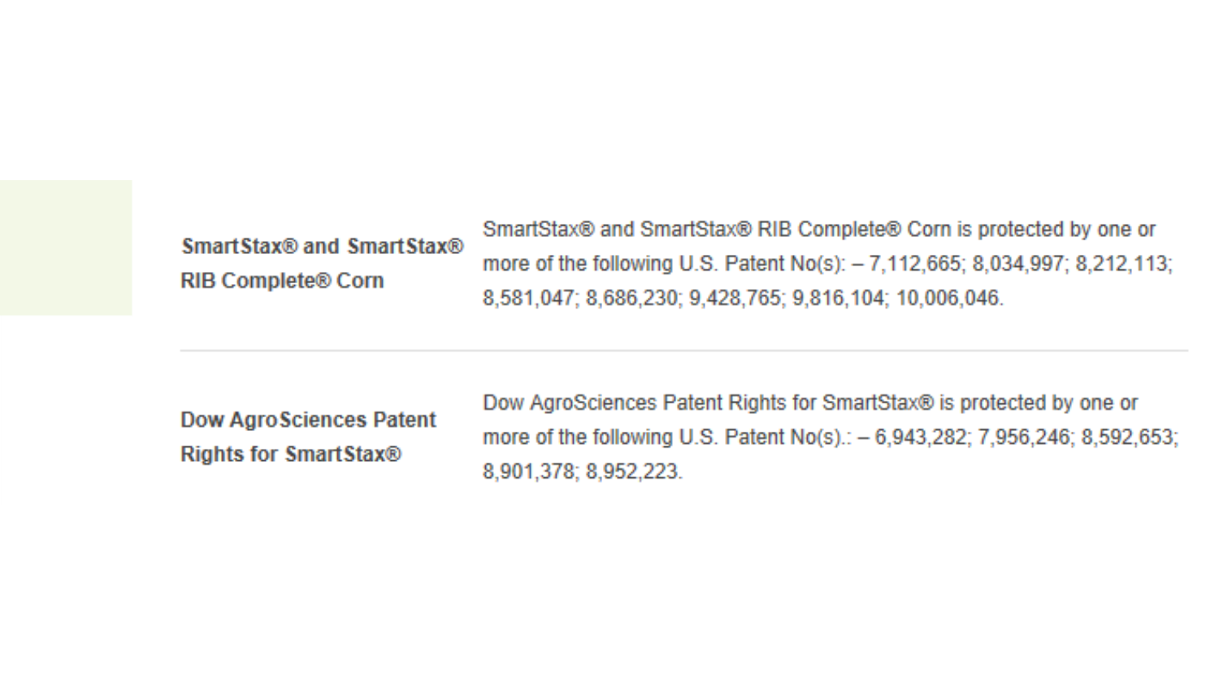| | |
|---|---|
| **SmartStax® and SmartStax® RIB Complete® Corn** | SmartStax® and SmartStax® RIB Complete® Corn is protected by one or more of the following U.S. Patent No(s): – 7,112,665; 8,034,997; 8,212,113; 8,581,047; 8,686,230; 9,428,765; 9,816,104; 10,006,046. |
| **Dow AgroSciences Patent Rights for SmartStax®** | Dow AgroSciences Patent Rights for SmartStax® is protected by one or more of the following U.S. Patent No(s).: – 6,943,282; 7,956,246; 8,592,653; 8,901,378; 8,952,223. |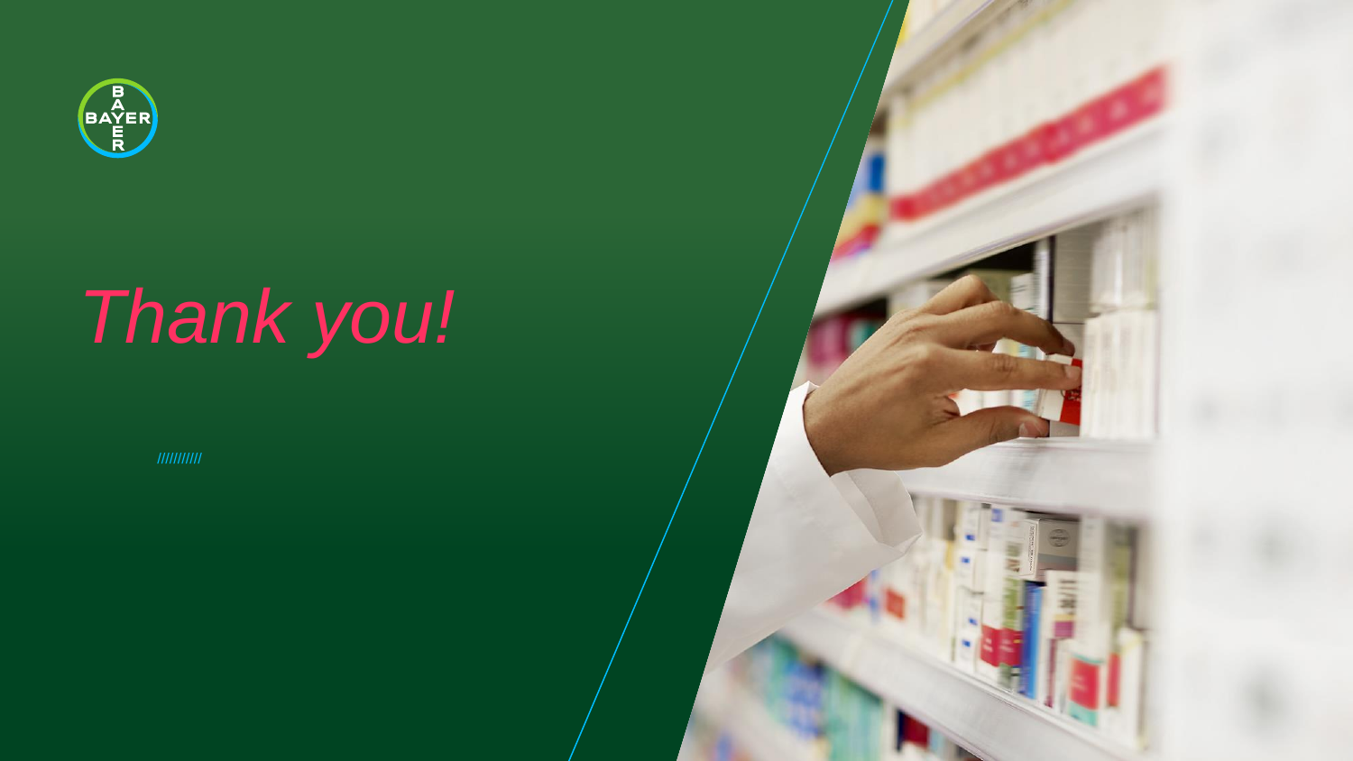# *Thank you!*

//////////